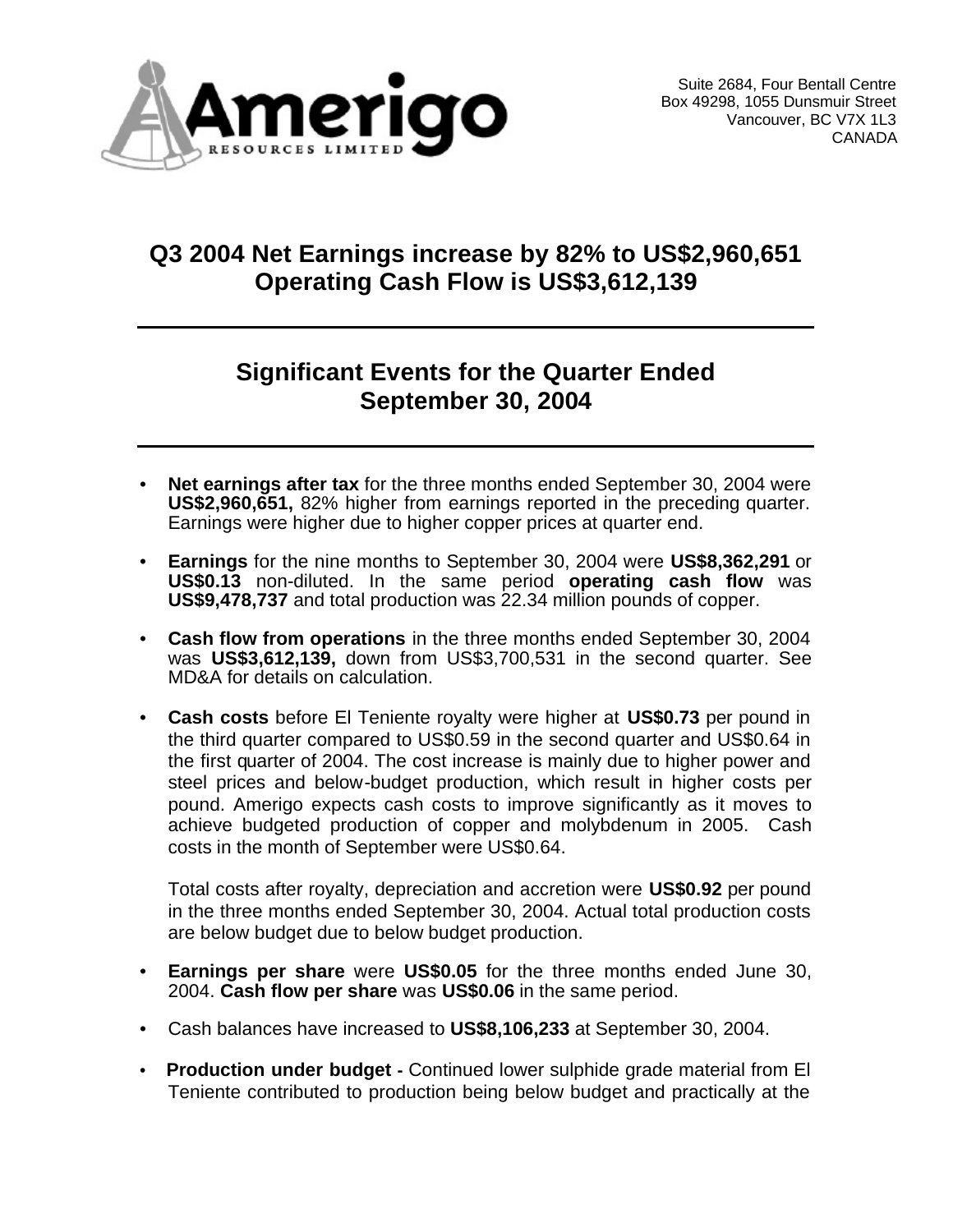Amerigo Resources Limited

Suite 2684, Four Bentall Centre
Box 49298, 1055 Dunsmuir Street
Vancouver, BC V7X 1L3
CANADA

# Q3 2004 Net Earnings increase by 82% to US$2,960,651 Operating Cash Flow is US$3,612,139

---

## Significant Events for the Quarter Ended September 30, 2004

---

- **Net earnings after tax** for the three months ended September 30, 2004 were **US$2,960,651,** 82% higher from earnings reported in the preceding quarter. Earnings were higher due to higher copper prices at quarter end.

- **Earnings** for the nine months to September 30, 2004 were **US$8,362,291** or **US$0.13** non-diluted. In the same period **operating cash flow** was **US$9,478,737** and total production was 22.34 million pounds of copper.

- **Cash flow from operations** in the three months ended September 30, 2004 was **US$3,612,139,** down from US$3,700,531 in the second quarter. See MD&A for details on calculation.

- **Cash costs** before El Teniente royalty were higher at **US$0.73** per pound in the third quarter compared to US$0.59 in the second quarter and US$0.64 in the first quarter of 2004. The cost increase is mainly due to higher power and steel prices and below-budget production, which result in higher costs per pound. Amerigo expects cash costs to improve significantly as it moves to achieve budgeted production of copper and molybdenum in 2005. Cash costs in the month of September were US$0.64.

  Total costs after royalty, depreciation and accretion were **US$0.92** per pound in the three months ended September 30, 2004. Actual total production costs are below budget due to below budget production.

- **Earnings per share** were **US$0.05** for the three months ended June 30, 2004. **Cash flow per share** was **US$0.06** in the same period.

- Cash balances have increased to **US$8,106,233** at September 30, 2004.

- **Production under budget -** Continued lower sulphide grade material from El Teniente contributed to production being below budget and practically at the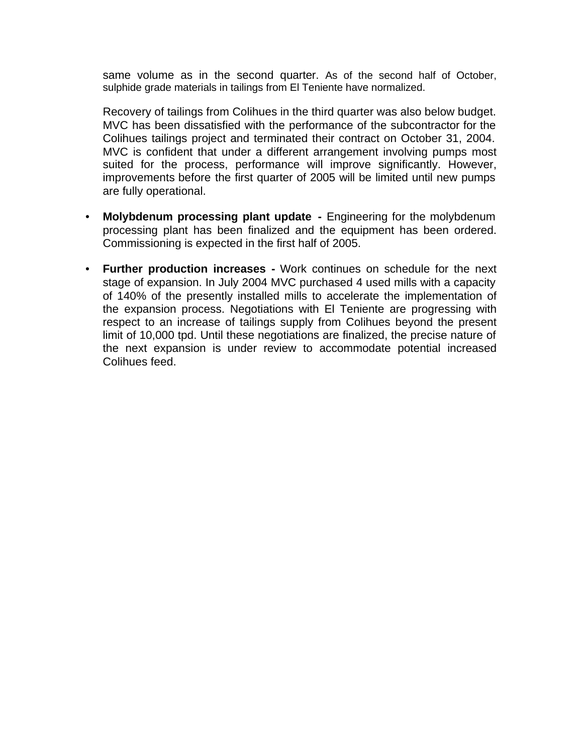same volume as in the second quarter. As of the second half of October, sulphide grade materials in tailings from El Teniente have normalized.

Recovery of tailings from Colihues in the third quarter was also below budget. MVC has been dissatisfied with the performance of the subcontractor for the Colihues tailings project and terminated their contract on October 31, 2004. MVC is confident that under a different arrangement involving pumps most suited for the process, performance will improve significantly. However, improvements before the first quarter of 2005 will be limited until new pumps are fully operational.

- **Molybdenum processing plant update -** Engineering for the molybdenum processing plant has been finalized and the equipment has been ordered. Commissioning is expected in the first half of 2005.

- **Further production increases -** Work continues on schedule for the next stage of expansion. In July 2004 MVC purchased 4 used mills with a capacity of 140% of the presently installed mills to accelerate the implementation of the expansion process. Negotiations with El Teniente are progressing with respect to an increase of tailings supply from Colihues beyond the present limit of 10,000 tpd. Until these negotiations are finalized, the precise nature of the next expansion is under review to accommodate potential increased Colihues feed.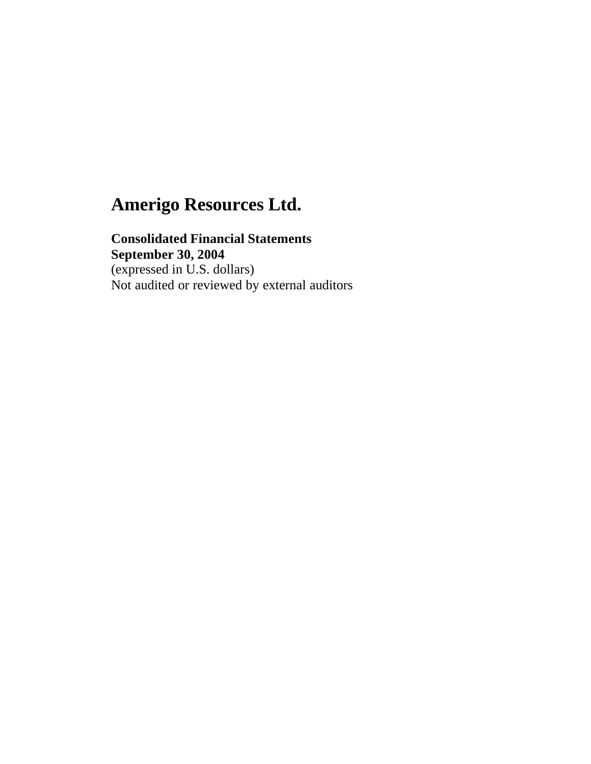# Amerigo Resources Ltd.

**Consolidated Financial Statements**
**September 30, 2004**
(expressed in U.S. dollars)
Not audited or reviewed by external auditors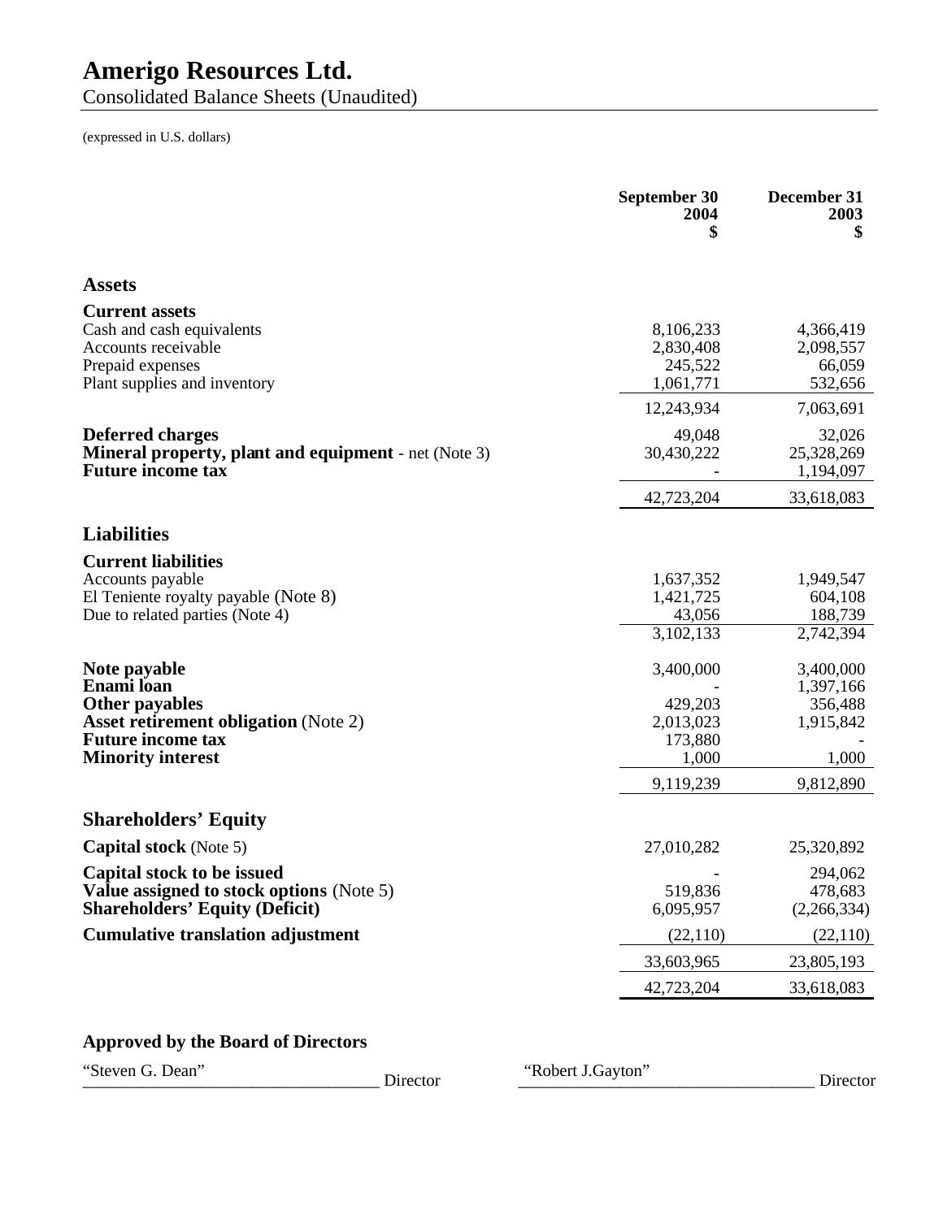# Amerigo Resources Ltd.

Consolidated Balance Sheets (Unaudited)

(expressed in U.S. dollars)

| | September 30 2004 $ | December 31 2003 $ |
|---|---|---|
| **Assets** | | |
| **Current assets** | | |
| Cash and cash equivalents | 8,106,233 | 4,366,419 |
| Accounts receivable | 2,830,408 | 2,098,557 |
| Prepaid expenses | 245,522 | 66,059 |
| Plant supplies and inventory | 1,061,771 | 532,656 |
| | 12,243,934 | 7,063,691 |
| **Deferred charges** | 49,048 | 32,026 |
| **Mineral property, plant and equipment** - net (Note 3) | 30,430,222 | 25,328,269 |
| **Future income tax** | - | 1,194,097 |
| | 42,723,204 | 33,618,083 |
| **Liabilities** | | |
| **Current liabilities** | | |
| Accounts payable | 1,637,352 | 1,949,547 |
| El Teniente royalty payable (Note 8) | 1,421,725 | 604,108 |
| Due to related parties (Note 4) | 43,056 | 188,739 |
| | 3,102,133 | 2,742,394 |
| **Note payable** | 3,400,000 | 3,400,000 |
| **Enami loan** | - | 1,397,166 |
| **Other payables** | 429,203 | 356,488 |
| **Asset retirement obligation** (Note 2) | 2,013,023 | 1,915,842 |
| **Future income tax** | 173,880 | - |
| **Minority interest** | 1,000 | 1,000 |
| | 9,119,239 | 9,812,890 |
| **Shareholders' Equity** | | |
| **Capital stock** (Note 5) | 27,010,282 | 25,320,892 |
| **Capital stock to be issued** | - | 294,062 |
| **Value assigned to stock options** (Note 5) | 519,836 | 478,683 |
| **Shareholders' Equity (Deficit)** | 6,095,957 | (2,266,334) |
| **Cumulative translation adjustment** | (22,110) | (22,110) |
| | 33,603,965 | 23,805,193 |
| | 42,723,204 | 33,618,083 |

**Approved by the Board of Directors**

"Steven G. Dean" ___________________________________ Director

"Robert J.Gayton" ___________________________________ Director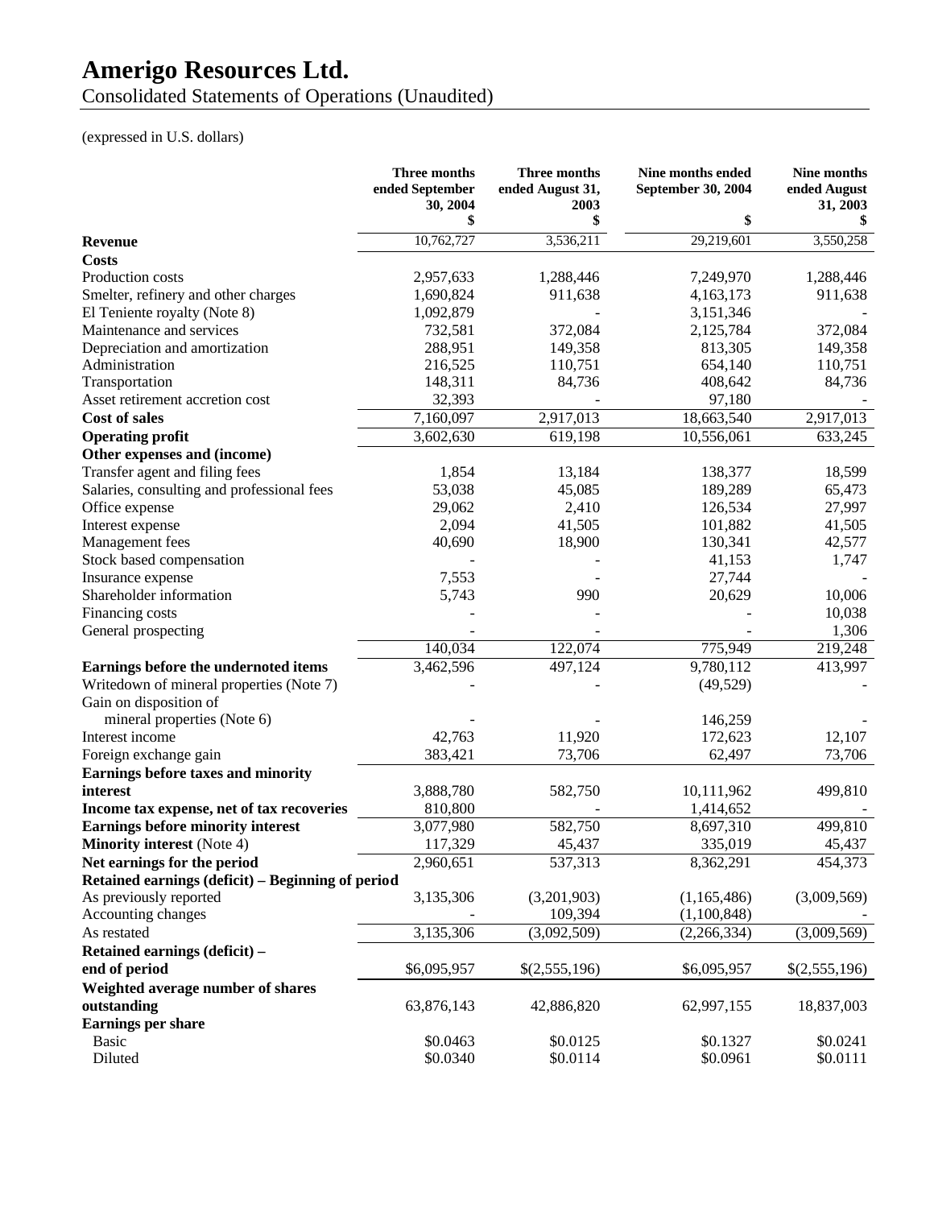# Amerigo Resources Ltd.

## Consolidated Statements of Operations (Unaudited)

(expressed in U.S. dollars)

| | Three months ended September 30, 2004 $ | Three months ended August 31, 2003 $ | Nine months ended September 30, 2004 $ | Nine months ended August 31, 2003 $ |
|---|---|---|---|---|
| **Revenue** | 10,762,727 | 3,536,211 | 29,219,601 | 3,550,258 |
| **Costs** | | | | |
| Production costs | 2,957,633 | 1,288,446 | 7,249,970 | 1,288,446 |
| Smelter, refinery and other charges | 1,690,824 | 911,638 | 4,163,173 | 911,638 |
| El Teniente royalty (Note 8) | 1,092,879 | - | 3,151,346 | - |
| Maintenance and services | 732,581 | 372,084 | 2,125,784 | 372,084 |
| Depreciation and amortization | 288,951 | 149,358 | 813,305 | 149,358 |
| Administration | 216,525 | 110,751 | 654,140 | 110,751 |
| Transportation | 148,311 | 84,736 | 408,642 | 84,736 |
| Asset retirement accretion cost | 32,393 | - | 97,180 | - |
| **Cost of sales** | 7,160,097 | 2,917,013 | 18,663,540 | 2,917,013 |
| **Operating profit** | 3,602,630 | 619,198 | 10,556,061 | 633,245 |
| **Other expenses and (income)** | | | | |
| Transfer agent and filing fees | 1,854 | 13,184 | 138,377 | 18,599 |
| Salaries, consulting and professional fees | 53,038 | 45,085 | 189,289 | 65,473 |
| Office expense | 29,062 | 2,410 | 126,534 | 27,997 |
| Interest expense | 2,094 | 41,505 | 101,882 | 41,505 |
| Management fees | 40,690 | 18,900 | 130,341 | 42,577 |
| Stock based compensation | - | - | 41,153 | 1,747 |
| Insurance expense | 7,553 | - | 27,744 | - |
| Shareholder information | 5,743 | 990 | 20,629 | 10,006 |
| Financing costs | - | - | - | 10,038 |
| General prospecting | - | - | - | 1,306 |
| | 140,034 | 122,074 | 775,949 | 219,248 |
| **Earnings before the undernoted items** | 3,462,596 | 497,124 | 9,780,112 | 413,997 |
| Writedown of mineral properties (Note 7) | - | - | (49,529) | - |
| Gain on disposition of mineral properties (Note 6) | - | - | 146,259 | - |
| Interest income | 42,763 | 11,920 | 172,623 | 12,107 |
| Foreign exchange gain | 383,421 | 73,706 | 62,497 | 73,706 |
| **Earnings before taxes and minority interest** | 3,888,780 | 582,750 | 10,111,962 | 499,810 |
| **Income tax expense, net of tax recoveries** | 810,800 | - | 1,414,652 | - |
| **Earnings before minority interest** | 3,077,980 | 582,750 | 8,697,310 | 499,810 |
| **Minority interest** (Note 4) | 117,329 | 45,437 | 335,019 | 45,437 |
| **Net earnings for the period** | 2,960,651 | 537,313 | 8,362,291 | 454,373 |
| **Retained earnings (deficit) – Beginning of period** | | | | |
| As previously reported | 3,135,306 | (3,201,903) | (1,165,486) | (3,009,569) |
| Accounting changes | - | 109,394 | (1,100,848) | - |
| As restated | 3,135,306 | (3,092,509) | (2,266,334) | (3,009,569) |
| **Retained earnings (deficit) – end of period** | $6,095,957 | $(2,555,196) | $6,095,957 | $(2,555,196) |
| **Weighted average number of shares outstanding** | 63,876,143 | 42,886,820 | 62,997,155 | 18,837,003 |
| **Earnings per share** | | | | |
| Basic | $0.0463 | $0.0125 | $0.1327 | $0.0241 |
| Diluted | $0.0340 | $0.0114 | $0.0961 | $0.0111 |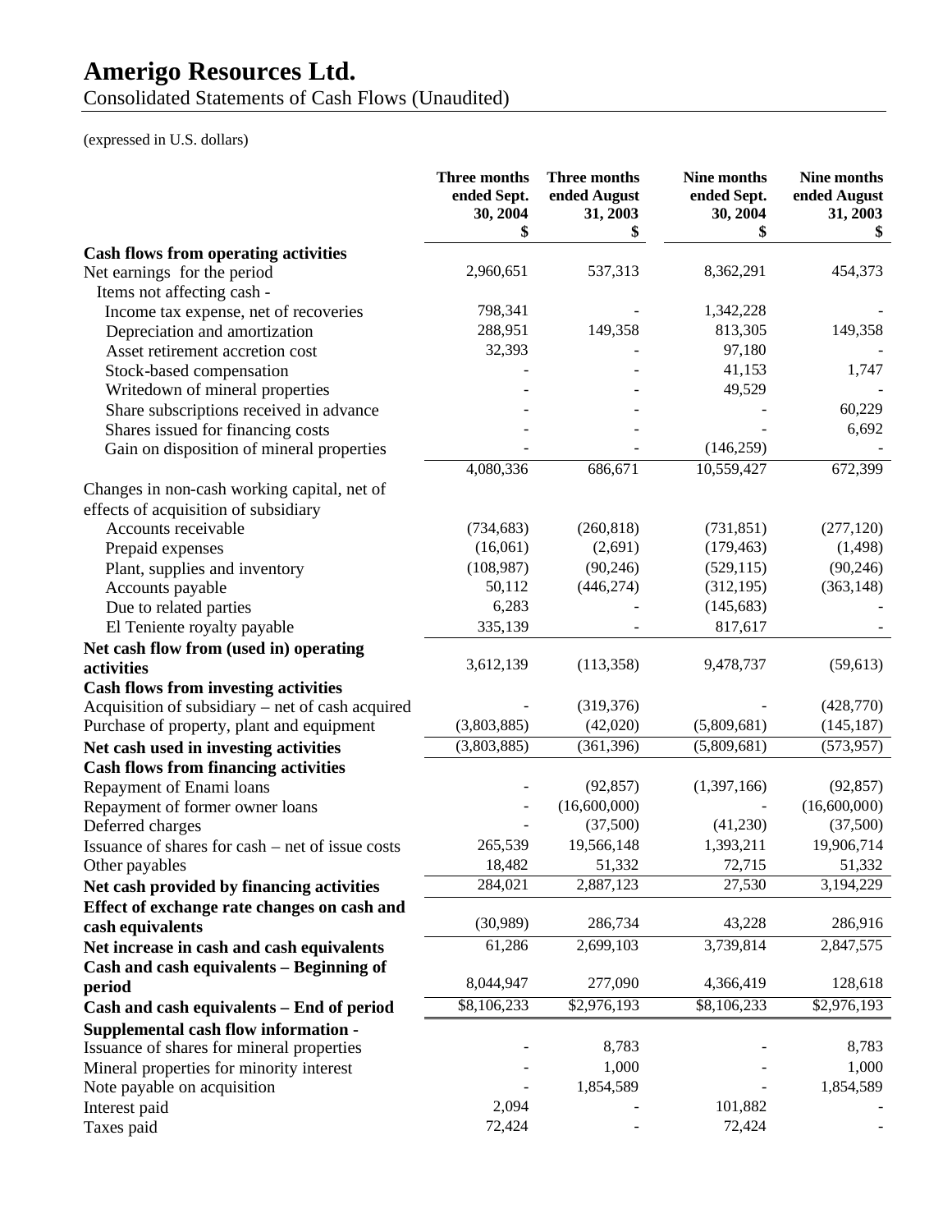# Amerigo Resources Ltd.

Consolidated Statements of Cash Flows (Unaudited)

(expressed in U.S. dollars)

| | Three months ended Sept. 30, 2004 $ | Three months ended August 31, 2003 $ | Nine months ended Sept. 30, 2004 $ | Nine months ended August 31, 2003 $ |
|---|---|---|---|---|
| **Cash flows from operating activities** | | | | |
| Net earnings for the period | 2,960,651 | 537,313 | 8,362,291 | 454,373 |
| Items not affecting cash - | | | | |
| Income tax expense, net of recoveries | 798,341 | - | 1,342,228 | - |
| Depreciation and amortization | 288,951 | 149,358 | 813,305 | 149,358 |
| Asset retirement accretion cost | 32,393 | - | 97,180 | - |
| Stock-based compensation | - | - | 41,153 | 1,747 |
| Writedown of mineral properties | - | - | 49,529 | - |
| Share subscriptions received in advance | - | - | - | 60,229 |
| Shares issued for financing costs | - | - | - | 6,692 |
| Gain on disposition of mineral properties | - | - | (146,259) | - |
| | 4,080,336 | 686,671 | 10,559,427 | 672,399 |
| Changes in non-cash working capital, net of effects of acquisition of subsidiary | | | | |
| Accounts receivable | (734,683) | (260,818) | (731,851) | (277,120) |
| Prepaid expenses | (16,061) | (2,691) | (179,463) | (1,498) |
| Plant, supplies and inventory | (108,987) | (90,246) | (529,115) | (90,246) |
| Accounts payable | 50,112 | (446,274) | (312,195) | (363,148) |
| Due to related parties | 6,283 | - | (145,683) | - |
| El Teniente royalty payable | 335,139 | - | 817,617 | - |
| **Net cash flow from (used in) operating activities** | 3,612,139 | (113,358) | 9,478,737 | (59,613) |
| **Cash flows from investing activities** | | | | |
| Acquisition of subsidiary – net of cash acquired | - | (319,376) | - | (428,770) |
| Purchase of property, plant and equipment | (3,803,885) | (42,020) | (5,809,681) | (145,187) |
| **Net cash used in investing activities** | (3,803,885) | (361,396) | (5,809,681) | (573,957) |
| **Cash flows from financing activities** | | | | |
| Repayment of Enami loans | - | (92,857) | (1,397,166) | (92,857) |
| Repayment of former owner loans | - | (16,600,000) | - | (16,600,000) |
| Deferred charges | - | (37,500) | (41,230) | (37,500) |
| Issuance of shares for cash – net of issue costs | 265,539 | 19,566,148 | 1,393,211 | 19,906,714 |
| Other payables | 18,482 | 51,332 | 72,715 | 51,332 |
| **Net cash provided by financing activities** | 284,021 | 2,887,123 | 27,530 | 3,194,229 |
| **Effect of exchange rate changes on cash and cash equivalents** | (30,989) | 286,734 | 43,228 | 286,916 |
| **Net increase in cash and cash equivalents** | 61,286 | 2,699,103 | 3,739,814 | 2,847,575 |
| **Cash and cash equivalents – Beginning of period** | 8,044,947 | 277,090 | 4,366,419 | 128,618 |
| **Cash and cash equivalents – End of period** | $8,106,233 | $2,976,193 | $8,106,233 | $2,976,193 |
| **Supplemental cash flow information -** | | | | |
| Issuance of shares for mineral properties | - | 8,783 | - | 8,783 |
| Mineral properties for minority interest | - | 1,000 | - | 1,000 |
| Note payable on acquisition | - | 1,854,589 | - | 1,854,589 |
| Interest paid | 2,094 | - | 101,882 | - |
| Taxes paid | 72,424 | - | 72,424 | - |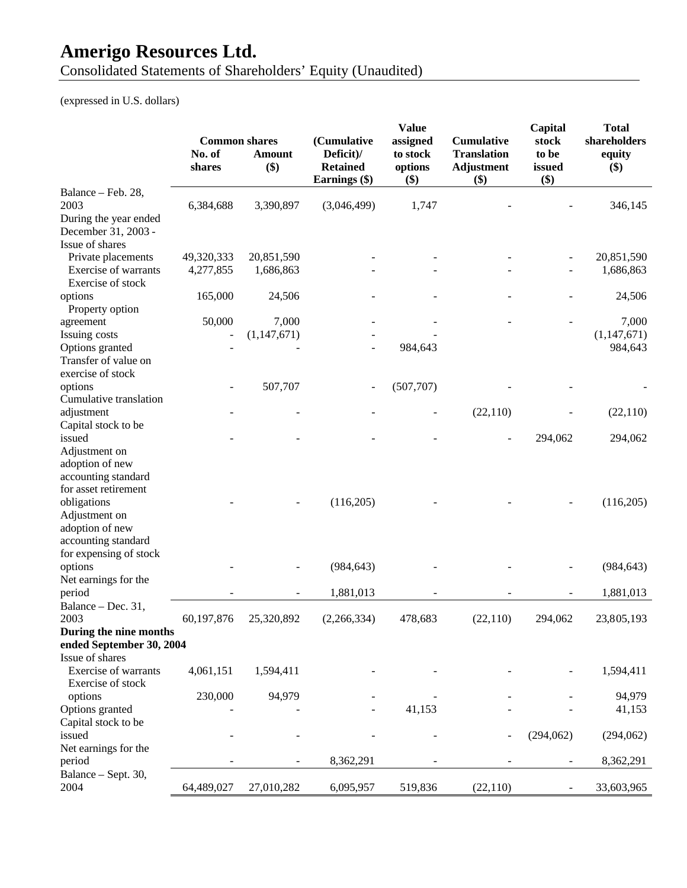# Amerigo Resources Ltd.

Consolidated Statements of Shareholders' Equity (Unaudited)

(expressed in U.S. dollars)

| | Common shares | | (Cumulative Deficit)/ Retained Earnings ($) | Value assigned to stock options ($) | Cumulative Translation Adjustment ($) | Capital stock to be issued ($) | Total shareholders equity ($) |
|---|---|---|---|---|---|---|---|
| | No. of shares | Amount ($) | | | | | |
| Balance – Feb. 28, 2003 | 6,384,688 | 3,390,897 | (3,046,499) | 1,747 | - | - | 346,145 |
| During the year ended December 31, 2003 - | | | | | | | |
| Issue of shares | | | | | | | |
| Private placements | 49,320,333 | 20,851,590 | - | - | - | - | 20,851,590 |
| Exercise of warrants | 4,277,855 | 1,686,863 | - | - | - | - | 1,686,863 |
| Exercise of stock options | 165,000 | 24,506 | - | - | - | - | 24,506 |
| Property option agreement | 50,000 | 7,000 | - | - | - | - | 7,000 |
| Issuing costs | - | (1,147,671) | - | - | | | (1,147,671) |
| Options granted | - | - | - | 984,643 | | | 984,643 |
| Transfer of value on exercise of stock options | - | 507,707 | - | (507,707) | - | - | - |
| Cumulative translation adjustment | - | - | - | - | (22,110) | - | (22,110) |
| Capital stock to be issued | - | - | - | - | - | 294,062 | 294,062 |
| Adjustment on adoption of new accounting standard for asset retirement obligations | - | - | (116,205) | - | - | - | (116,205) |
| Adjustment on adoption of new accounting standard for expensing of stock options | - | - | (984,643) | - | - | - | (984,643) |
| Net earnings for the period | - | - | 1,881,013 | - | - | - | 1,881,013 |
| Balance – Dec. 31, 2003 | 60,197,876 | 25,320,892 | (2,266,334) | 478,683 | (22,110) | 294,062 | 23,805,193 |
| **During the nine months ended September 30, 2004** | | | | | | | |
| Issue of shares | | | | | | | |
| Exercise of warrants | 4,061,151 | 1,594,411 | - | - | - | - | 1,594,411 |
| Exercise of stock options | 230,000 | 94,979 | - | - | - | - | 94,979 |
| Options granted | - | - | - | 41,153 | - | - | 41,153 |
| Capital stock to be issued | - | - | - | - | - | (294,062) | (294,062) |
| Net earnings for the period | - | - | 8,362,291 | - | - | - | 8,362,291 |
| Balance – Sept. 30, 2004 | 64,489,027 | 27,010,282 | 6,095,957 | 519,836 | (22,110) | - | 33,603,965 |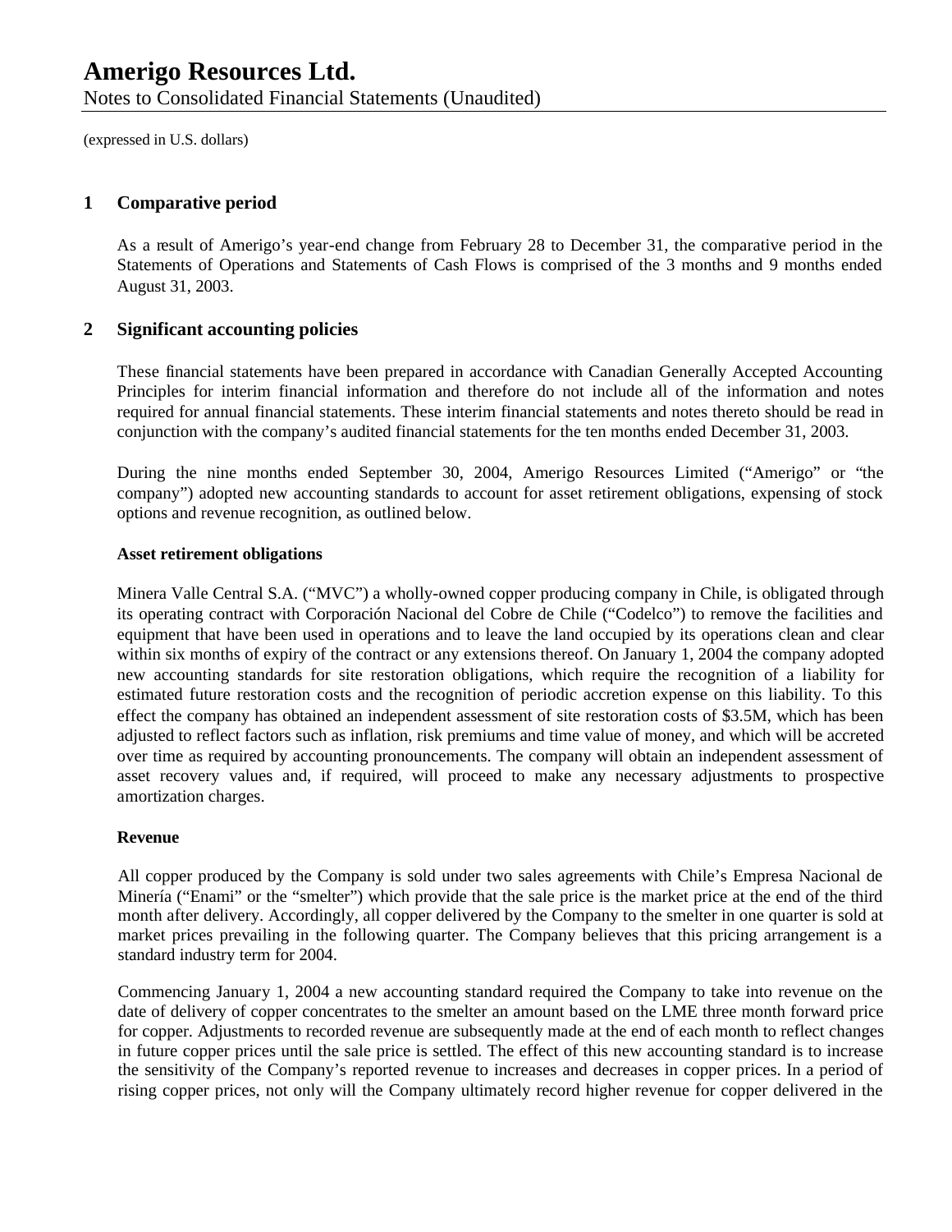# Amerigo Resources Ltd.

Notes to Consolidated Financial Statements (Unaudited)

(expressed in U.S. dollars)

## 1 Comparative period

As a result of Amerigo's year-end change from February 28 to December 31, the comparative period in the Statements of Operations and Statements of Cash Flows is comprised of the 3 months and 9 months ended August 31, 2003.

## 2 Significant accounting policies

These financial statements have been prepared in accordance with Canadian Generally Accepted Accounting Principles for interim financial information and therefore do not include all of the information and notes required for annual financial statements. These interim financial statements and notes thereto should be read in conjunction with the company's audited financial statements for the ten months ended December 31, 2003.

During the nine months ended September 30, 2004, Amerigo Resources Limited ("Amerigo" or "the company") adopted new accounting standards to account for asset retirement obligations, expensing of stock options and revenue recognition, as outlined below.

**Asset retirement obligations**

Minera Valle Central S.A. ("MVC") a wholly-owned copper producing company in Chile, is obligated through its operating contract with Corporación Nacional del Cobre de Chile ("Codelco") to remove the facilities and equipment that have been used in operations and to leave the land occupied by its operations clean and clear within six months of expiry of the contract or any extensions thereof. On January 1, 2004 the company adopted new accounting standards for site restoration obligations, which require the recognition of a liability for estimated future restoration costs and the recognition of periodic accretion expense on this liability. To this effect the company has obtained an independent assessment of site restoration costs of $3.5M, which has been adjusted to reflect factors such as inflation, risk premiums and time value of money, and which will be accreted over time as required by accounting pronouncements. The company will obtain an independent assessment of asset recovery values and, if required, will proceed to make any necessary adjustments to prospective amortization charges.

**Revenue**

All copper produced by the Company is sold under two sales agreements with Chile's Empresa Nacional de Minería ("Enami" or the "smelter") which provide that the sale price is the market price at the end of the third month after delivery. Accordingly, all copper delivered by the Company to the smelter in one quarter is sold at market prices prevailing in the following quarter. The Company believes that this pricing arrangement is a standard industry term for 2004.

Commencing January 1, 2004 a new accounting standard required the Company to take into revenue on the date of delivery of copper concentrates to the smelter an amount based on the LME three month forward price for copper. Adjustments to recorded revenue are subsequently made at the end of each month to reflect changes in future copper prices until the sale price is settled. The effect of this new accounting standard is to increase the sensitivity of the Company's reported revenue to increases and decreases in copper prices. In a period of rising copper prices, not only will the Company ultimately record higher revenue for copper delivered in the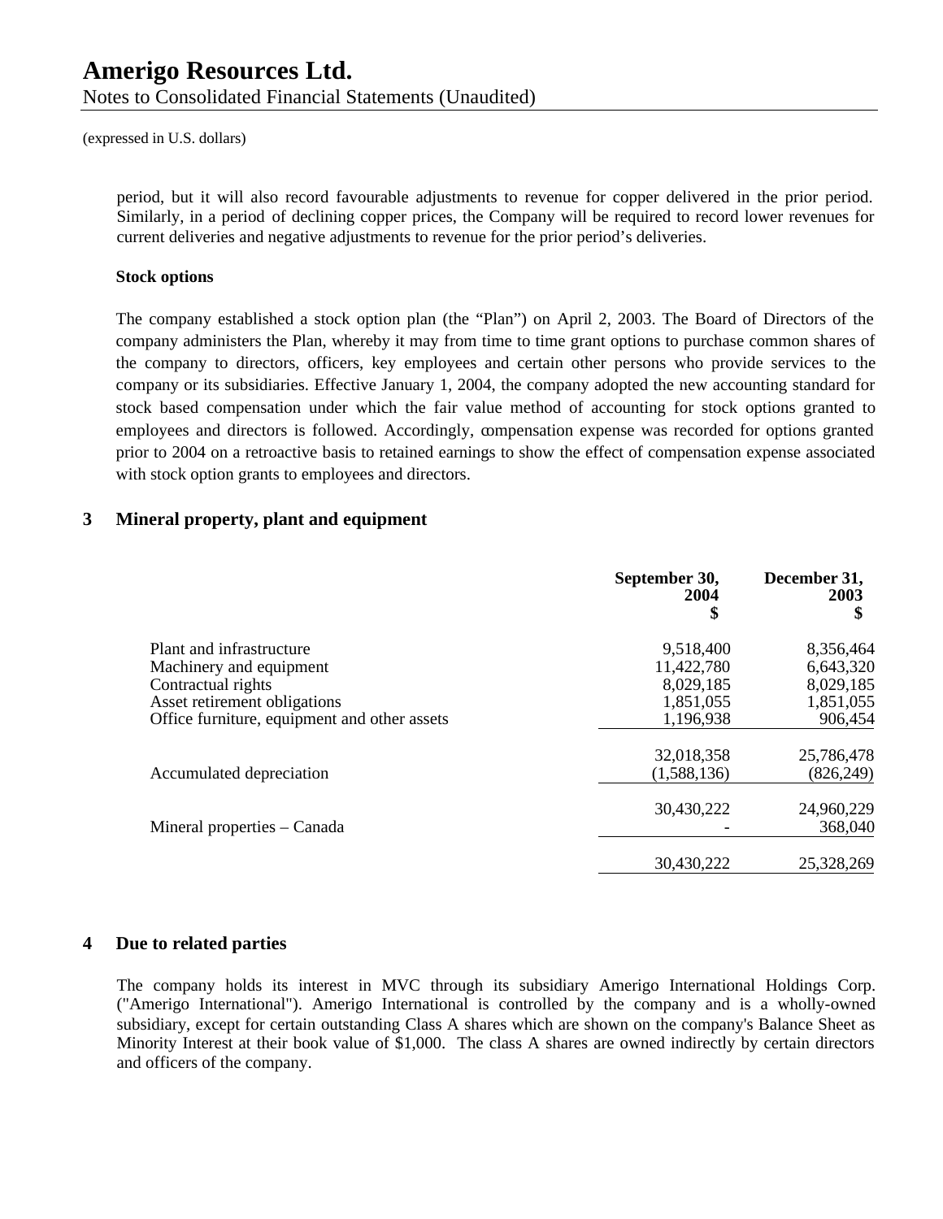(expressed in U.S. dollars)

period, but it will also record favourable adjustments to revenue for copper delivered in the prior period. Similarly, in a period of declining copper prices, the Company will be required to record lower revenues for current deliveries and negative adjustments to revenue for the prior period's deliveries.

**Stock options**

The company established a stock option plan (the "Plan") on April 2, 2003. The Board of Directors of the company administers the Plan, whereby it may from time to time grant options to purchase common shares of the company to directors, officers, key employees and certain other persons who provide services to the company or its subsidiaries. Effective January 1, 2004, the company adopted the new accounting standard for stock based compensation under which the fair value method of accounting for stock options granted to employees and directors is followed. Accordingly, compensation expense was recorded for options granted prior to 2004 on a retroactive basis to retained earnings to show the effect of compensation expense associated with stock option grants to employees and directors.

## 3 Mineral property, plant and equipment

| | September 30, 2004 $ | December 31, 2003 $ |
|---|---|---|
| Plant and infrastructure | 9,518,400 | 8,356,464 |
| Machinery and equipment | 11,422,780 | 6,643,320 |
| Contractual rights | 8,029,185 | 8,029,185 |
| Asset retirement obligations | 1,851,055 | 1,851,055 |
| Office furniture, equipment and other assets | 1,196,938 | 906,454 |
| | 32,018,358 | 25,786,478 |
| Accumulated depreciation | (1,588,136) | (826,249) |
| | 30,430,222 | 24,960,229 |
| Mineral properties – Canada | - | 368,040 |
| | 30,430,222 | 25,328,269 |

## 4 Due to related parties

The company holds its interest in MVC through its subsidiary Amerigo International Holdings Corp. ("Amerigo International"). Amerigo International is controlled by the company and is a wholly-owned subsidiary, except for certain outstanding Class A shares which are shown on the company's Balance Sheet as Minority Interest at their book value of $1,000. The class A shares are owned indirectly by certain directors and officers of the company.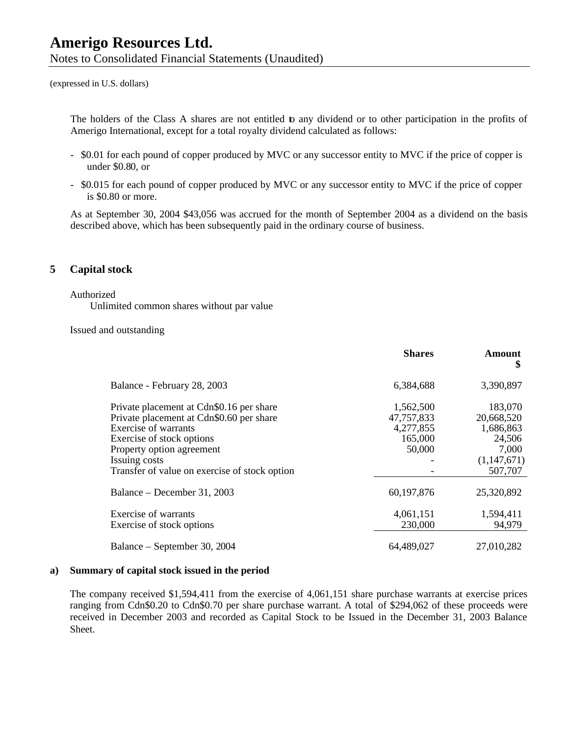# Amerigo Resources Ltd.

Notes to Consolidated Financial Statements (Unaudited)

(expressed in U.S. dollars)

The holders of the Class A shares are not entitled to any dividend or to other participation in the profits of Amerigo International, except for a total royalty dividend calculated as follows:

- $0.01 for each pound of copper produced by MVC or any successor entity to MVC if the price of copper is under $0.80, or
- $0.015 for each pound of copper produced by MVC or any successor entity to MVC if the price of copper is $0.80 or more.

As at September 30, 2004 $43,056 was accrued for the month of September 2004 as a dividend on the basis described above, which has been subsequently paid in the ordinary course of business.

## 5 Capital stock

Authorized

Unlimited common shares without par value

Issued and outstanding

| | Shares | Amount $ |
|---|---|---|
| Balance - February 28, 2003 | 6,384,688 | 3,390,897 |
| Private placement at Cdn$0.16 per share | 1,562,500 | 183,070 |
| Private placement at Cdn$0.60 per share | 47,757,833 | 20,668,520 |
| Exercise of warrants | 4,277,855 | 1,686,863 |
| Exercise of stock options | 165,000 | 24,506 |
| Property option agreement | 50,000 | 7,000 |
| Issuing costs | - | (1,147,671) |
| Transfer of value on exercise of stock option | - | 507,707 |
| Balance – December 31, 2003 | 60,197,876 | 25,320,892 |
| Exercise of warrants | 4,061,151 | 1,594,411 |
| Exercise of stock options | 230,000 | 94,979 |
| Balance – September 30, 2004 | 64,489,027 | 27,010,282 |

### a) Summary of capital stock issued in the period

The company received $1,594,411 from the exercise of 4,061,151 share purchase warrants at exercise prices ranging from Cdn$0.20 to Cdn$0.70 per share purchase warrant. A total of $294,062 of these proceeds were received in December 2003 and recorded as Capital Stock to be Issued in the December 31, 2003 Balance Sheet.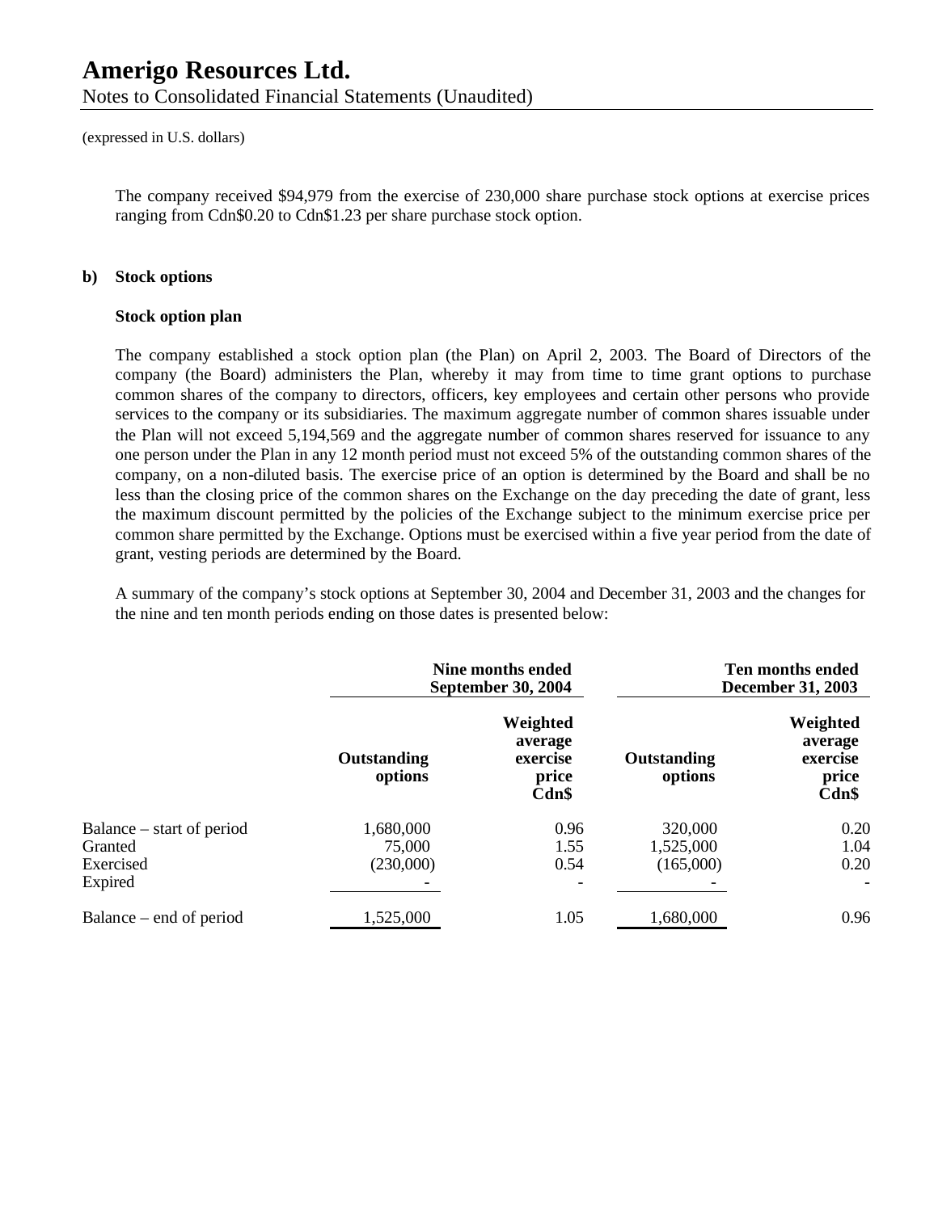# Amerigo Resources Ltd.

Notes to Consolidated Financial Statements (Unaudited)

(expressed in U.S. dollars)

The company received $94,979 from the exercise of 230,000 share purchase stock options at exercise prices ranging from Cdn$0.20 to Cdn$1.23 per share purchase stock option.

**b) Stock options**

**Stock option plan**

The company established a stock option plan (the Plan) on April 2, 2003. The Board of Directors of the company (the Board) administers the Plan, whereby it may from time to time grant options to purchase common shares of the company to directors, officers, key employees and certain other persons who provide services to the company or its subsidiaries. The maximum aggregate number of common shares issuable under the Plan will not exceed 5,194,569 and the aggregate number of common shares reserved for issuance to any one person under the Plan in any 12 month period must not exceed 5% of the outstanding common shares of the company, on a non-diluted basis. The exercise price of an option is determined by the Board and shall be no less than the closing price of the common shares on the Exchange on the day preceding the date of grant, less the maximum discount permitted by the policies of the Exchange subject to the minimum exercise price per common share permitted by the Exchange. Options must be exercised within a five year period from the date of grant, vesting periods are determined by the Board.

A summary of the company's stock options at September 30, 2004 and December 31, 2003 and the changes for the nine and ten month periods ending on those dates is presented below:

| | Nine months ended September 30, 2004 | | Ten months ended December 31, 2003 | |
|---|---|---|---|---|
| | Outstanding options | Weighted average exercise price Cdn$ | Outstanding options | Weighted average exercise price Cdn$ |
| Balance – start of period | 1,680,000 | 0.96 | 320,000 | 0.20 |
| Granted | 75,000 | 1.55 | 1,525,000 | 1.04 |
| Exercised | (230,000) | 0.54 | (165,000) | 0.20 |
| Expired | - | - | - | - |
| Balance – end of period | 1,525,000 | 1.05 | 1,680,000 | 0.96 |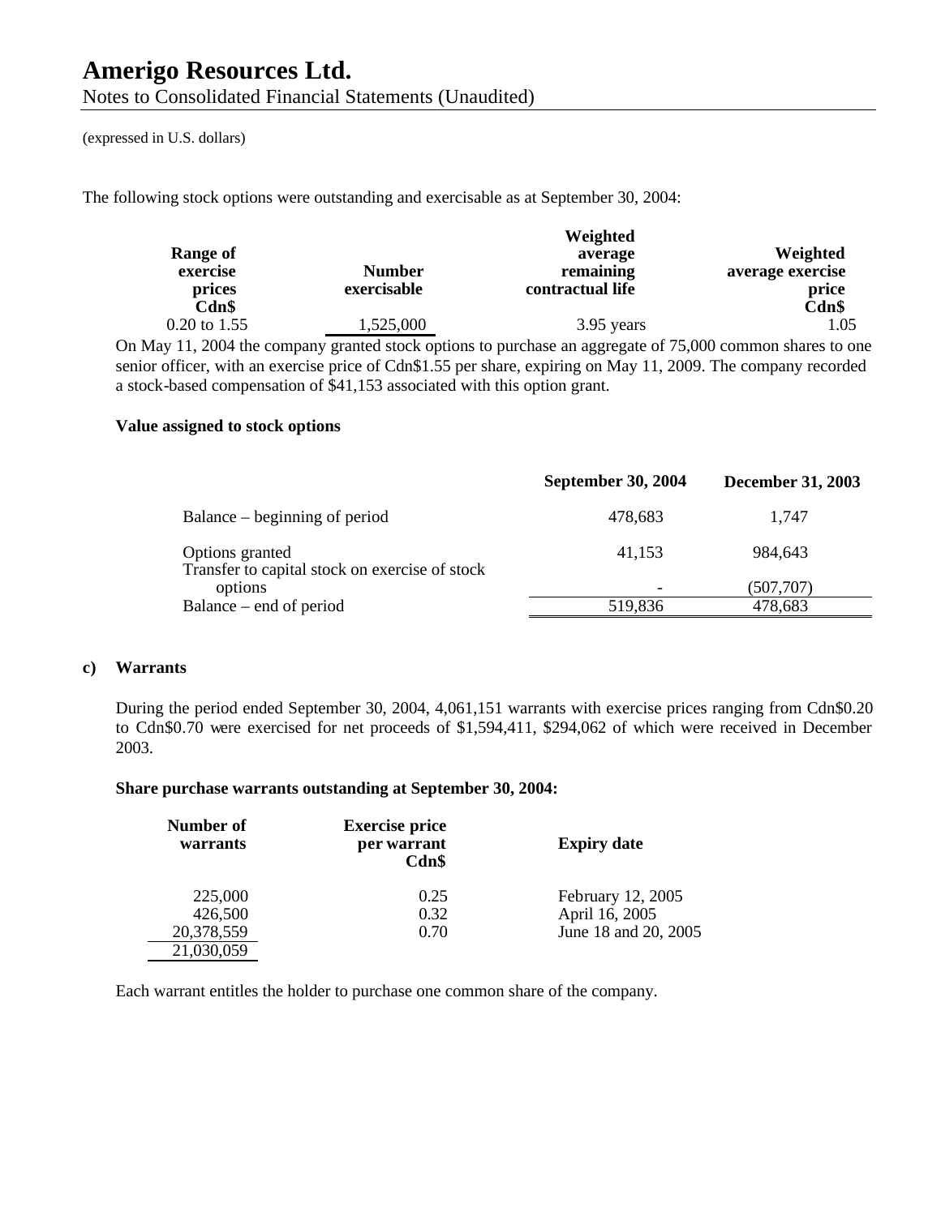(expressed in U.S. dollars)

The following stock options were outstanding and exercisable as at September 30, 2004:

| Range of exercise prices Cdn$ | Number exercisable | Weighted average remaining contractual life | Weighted average exercise price Cdn$ |
|---|---|---|---|
| 0.20 to 1.55 | 1,525,000 | 3.95 years | 1.05 |

On May 11, 2004 the company granted stock options to purchase an aggregate of 75,000 common shares to one senior officer, with an exercise price of Cdn$1.55 per share, expiring on May 11, 2009. The company recorded a stock-based compensation of $41,153 associated with this option grant.

**Value assigned to stock options**

| | September 30, 2004 | December 31, 2003 |
|---|---|---|
| Balance – beginning of period | 478,683 | 1,747 |
| Options granted | 41,153 | 984,643 |
| Transfer to capital stock on exercise of stock options | - | (507,707) |
| Balance – end of period | 519,836 | 478,683 |

**c) Warrants**

During the period ended September 30, 2004, 4,061,151 warrants with exercise prices ranging from Cdn$0.20 to Cdn$0.70 were exercised for net proceeds of $1,594,411, $294,062 of which were received in December 2003.

**Share purchase warrants outstanding at September 30, 2004:**

| Number of warrants | Exercise price per warrant Cdn$ | Expiry date |
|---|---|---|
| 225,000 | 0.25 | February 12, 2005 |
| 426,500 | 0.32 | April 16, 2005 |
| 20,378,559 | 0.70 | June 18 and 20, 2005 |
| 21,030,059 | | |

Each warrant entitles the holder to purchase one common share of the company.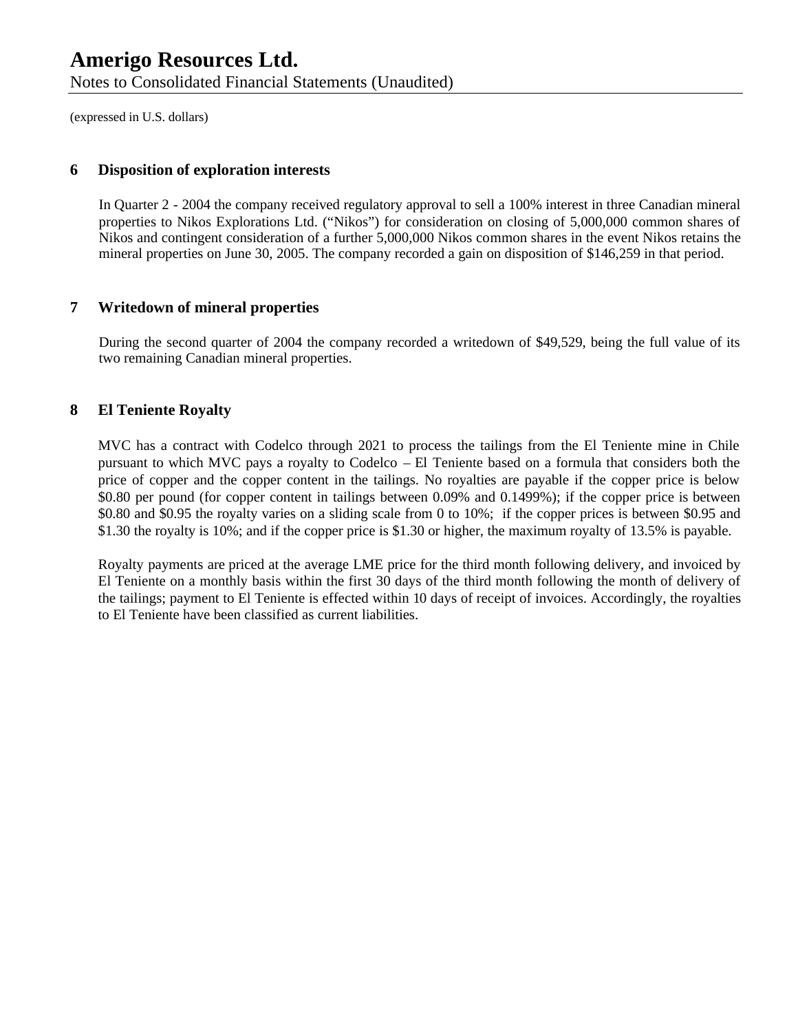# Amerigo Resources Ltd.

Notes to Consolidated Financial Statements (Unaudited)

(expressed in U.S. dollars)

## 6 Disposition of exploration interests

In Quarter 2 - 2004 the company received regulatory approval to sell a 100% interest in three Canadian mineral properties to Nikos Explorations Ltd. ("Nikos") for consideration on closing of 5,000,000 common shares of Nikos and contingent consideration of a further 5,000,000 Nikos common shares in the event Nikos retains the mineral properties on June 30, 2005. The company recorded a gain on disposition of $146,259 in that period.

## 7 Writedown of mineral properties

During the second quarter of 2004 the company recorded a writedown of $49,529, being the full value of its two remaining Canadian mineral properties.

## 8 El Teniente Royalty

MVC has a contract with Codelco through 2021 to process the tailings from the El Teniente mine in Chile pursuant to which MVC pays a royalty to Codelco – El Teniente based on a formula that considers both the price of copper and the copper content in the tailings. No royalties are payable if the copper price is below $0.80 per pound (for copper content in tailings between 0.09% and 0.1499%); if the copper price is between $0.80 and $0.95 the royalty varies on a sliding scale from 0 to 10%; if the copper prices is between $0.95 and $1.30 the royalty is 10%; and if the copper price is $1.30 or higher, the maximum royalty of 13.5% is payable.

Royalty payments are priced at the average LME price for the third month following delivery, and invoiced by El Teniente on a monthly basis within the first 30 days of the third month following the month of delivery of the tailings; payment to El Teniente is effected within 10 days of receipt of invoices. Accordingly, the royalties to El Teniente have been classified as current liabilities.